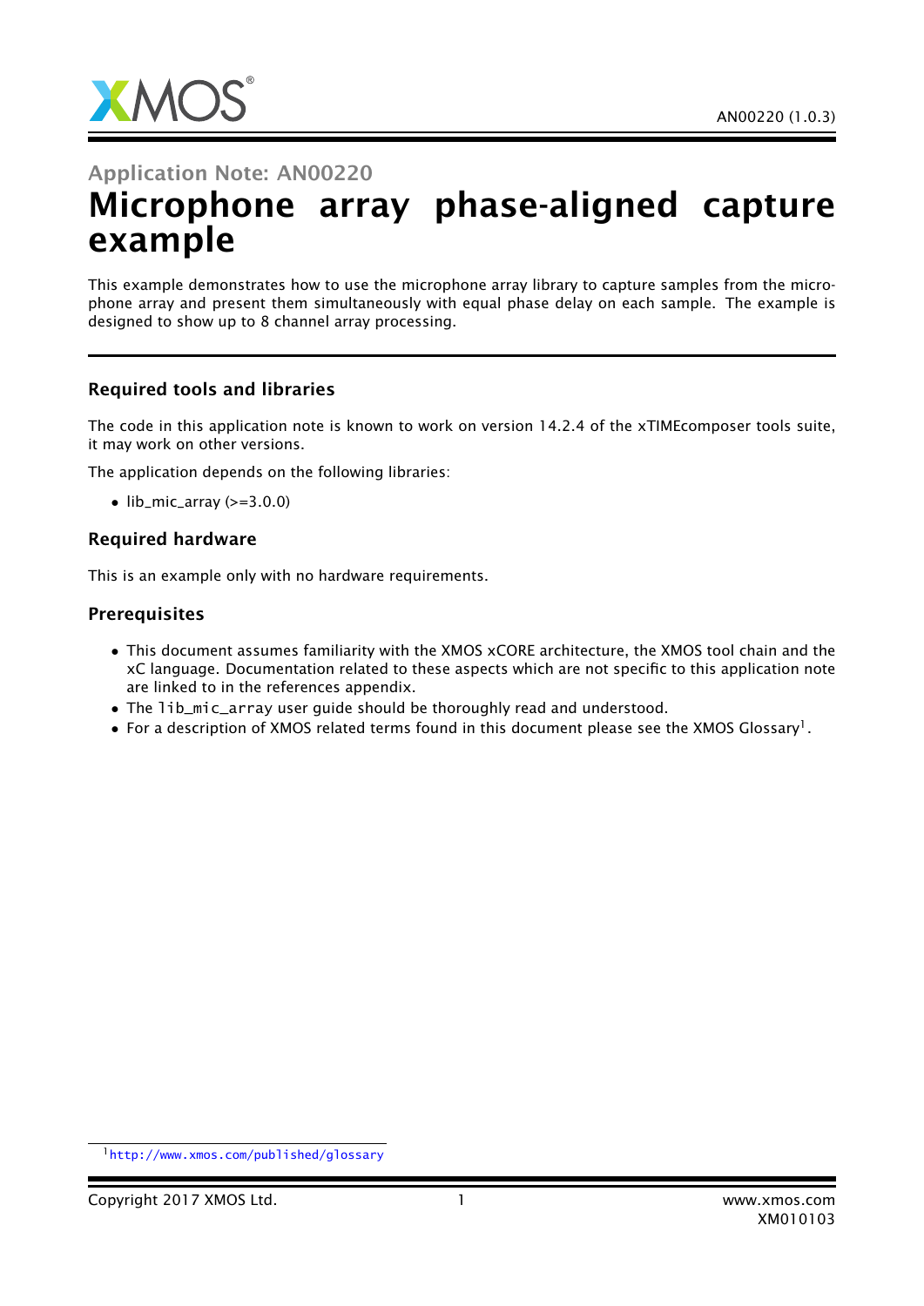Application Note: AN00220

# Microphone array phase-aligned capture example

This example demonstrates how to use the microphone array library to capture samples from the microphone array and present them simultaneously with equal phase delay on each sample. The example is designed to show up to 8 channel array processing.

### Required tools and libraries

The code in this application note is known to work on version 14.2.4 of the xTIMEcomposer tools suite, it may work on other versions.

The application depends on the following libraries:

- lib_mic_array (>=3.0.0)

### Required hardware

This is an example only with no hardware requirements.

### Prerequisites

- This document assumes familiarity with the XMOS xCORE architecture, the XMOS tool chain and the xC language. Documentation related to these aspects which are not specific to this application note are linked to in the references appendix.
- The `lib_mic_array` user guide should be thoroughly read and understood.
- For a description of XMOS related terms found in this document please see the XMOS Glossary[1].

[1] http://www.xmos.com/published/glossary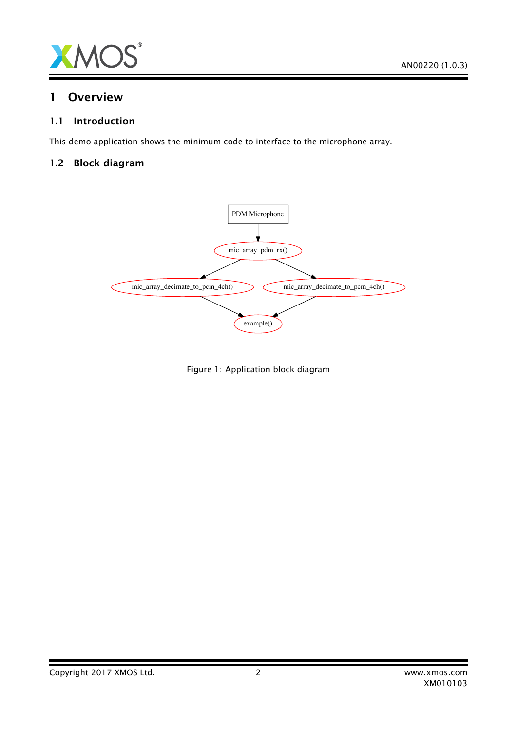# 1 Overview

## 1.1 Introduction

This demo application shows the minimum code to interface to the microphone array.

## 1.2 Block diagram

Figure 1: Application block diagram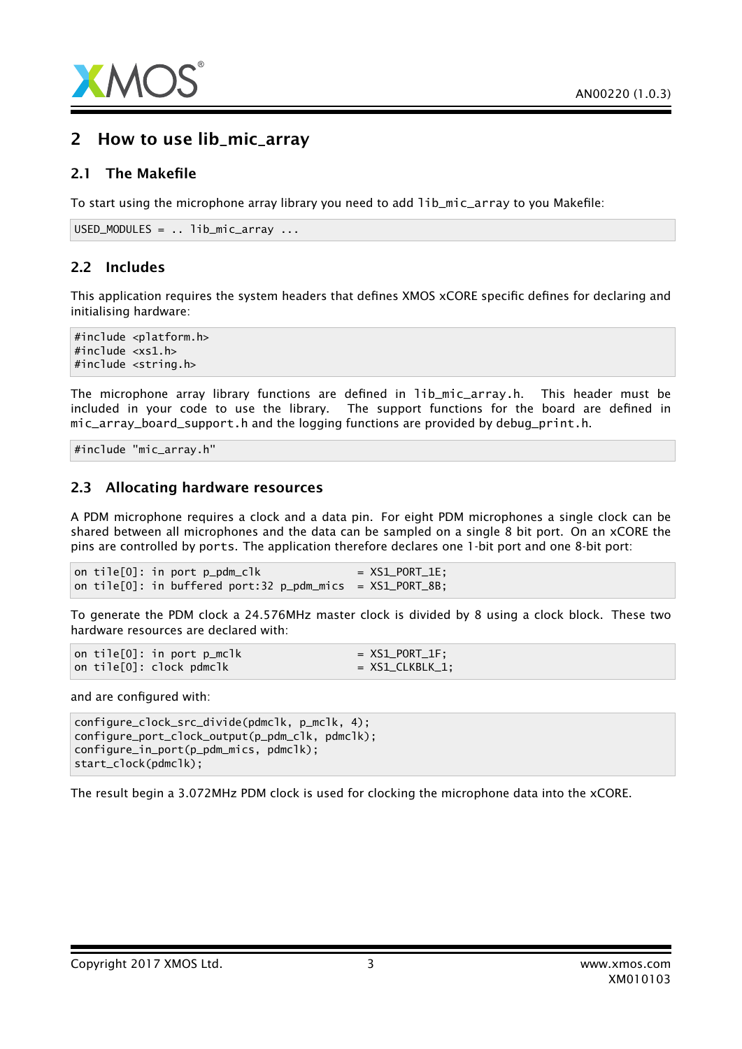## 2 How to use lib_mic_array

### 2.1 The Makefile

To start using the microphone array library you need to add `lib_mic_array` to you Makefile:

```
USED_MODULES = .. lib_mic_array ...
```

### 2.2 Includes

This application requires the system headers that defines XMOS xCORE specific defines for declaring and initialising hardware:

```
#include <platform.h>
#include <xs1.h>
#include <string.h>
```

The microphone array library functions are defined in `lib_mic_array.h`. This header must be included in your code to use the library. The support functions for the board are defined in `mic_array_board_support.h` and the logging functions are provided by `debug_print.h`.

```
#include "mic_array.h"
```

### 2.3 Allocating hardware resources

A PDM microphone requires a clock and a data pin. For eight PDM microphones a single clock can be shared between all microphones and the data can be sampled on a single 8 bit port. On an xCORE the pins are controlled by `ports`. The application therefore declares one 1-bit port and one 8-bit port:

```
on tile[0]: in port p_pdm_clk                = XS1_PORT_1E;
on tile[0]: in buffered port:32 p_pdm_mics  = XS1_PORT_8B;
```

To generate the PDM clock a 24.576MHz master clock is divided by 8 using a clock block. These two hardware resources are declared with:

```
on tile[0]: in port p_mclk                   = XS1_PORT_1F;
on tile[0]: clock pdmclk                     = XS1_CLKBLK_1;
```

and are configured with:

```
configure_clock_src_divide(pdmclk, p_mclk, 4);
configure_port_clock_output(p_pdm_clk, pdmclk);
configure_in_port(p_pdm_mics, pdmclk);
start_clock(pdmclk);
```

The result begin a 3.072MHz PDM clock is used for clocking the microphone data into the xCORE.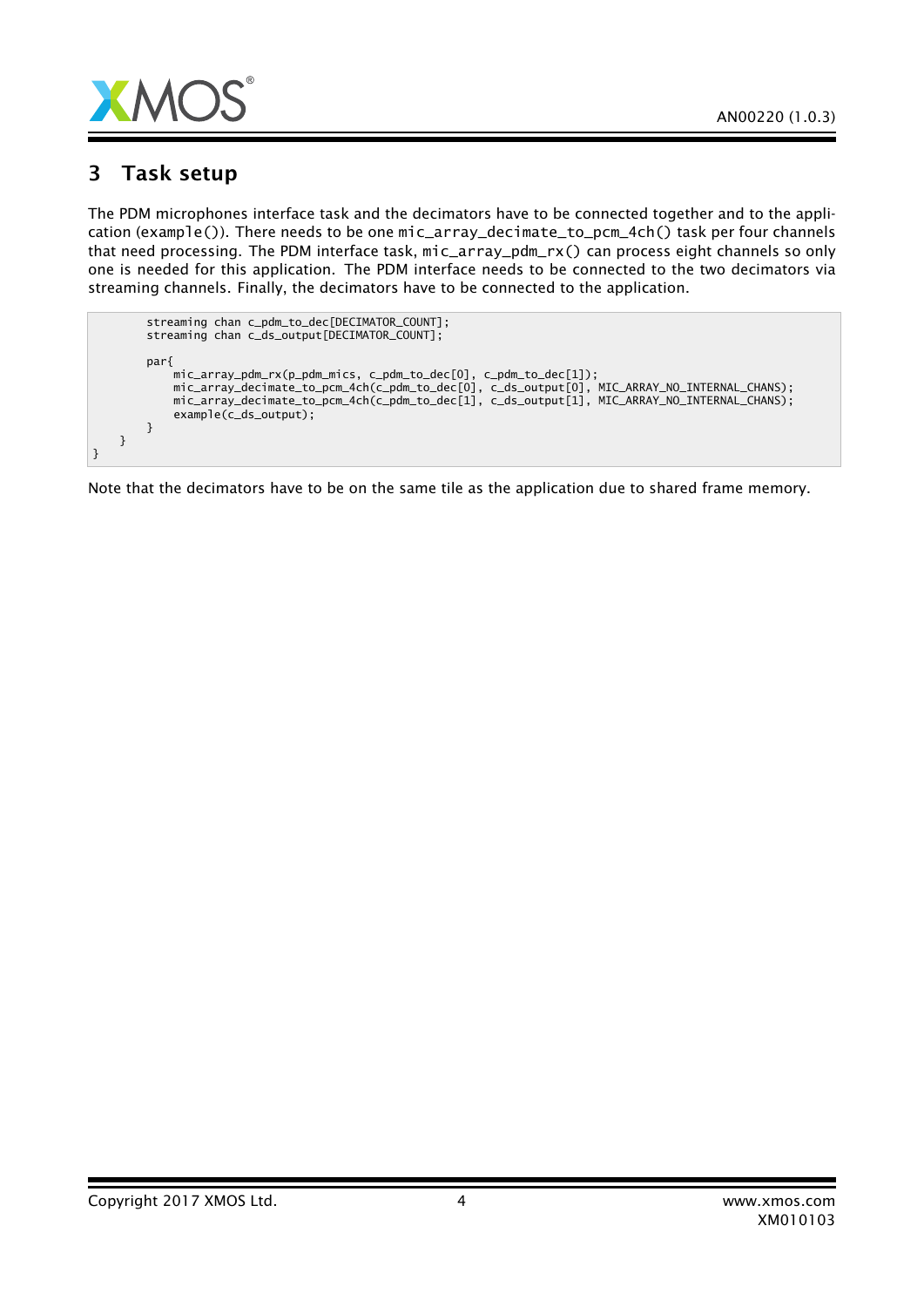## 3 Task setup

The PDM microphones interface task and the decimators have to be connected together and to the application (example()). There needs to be one mic_array_decimate_to_pcm_4ch() task per four channels that need processing. The PDM interface task, mic_array_pdm_rx() can process eight channels so only one is needed for this application. The PDM interface needs to be connected to the two decimators via streaming channels. Finally, the decimators have to be connected to the application.

```
        streaming chan c_pdm_to_dec[DECIMATOR_COUNT];
        streaming chan c_ds_output[DECIMATOR_COUNT];

        par{
            mic_array_pdm_rx(p_pdm_mics, c_pdm_to_dec[0], c_pdm_to_dec[1]);
            mic_array_decimate_to_pcm_4ch(c_pdm_to_dec[0], c_ds_output[0], MIC_ARRAY_NO_INTERNAL_CHANS);
            mic_array_decimate_to_pcm_4ch(c_pdm_to_dec[1], c_ds_output[1], MIC_ARRAY_NO_INTERNAL_CHANS);
            example(c_ds_output);
        }
    }
}
```

Note that the decimators have to be on the same tile as the application due to shared frame memory.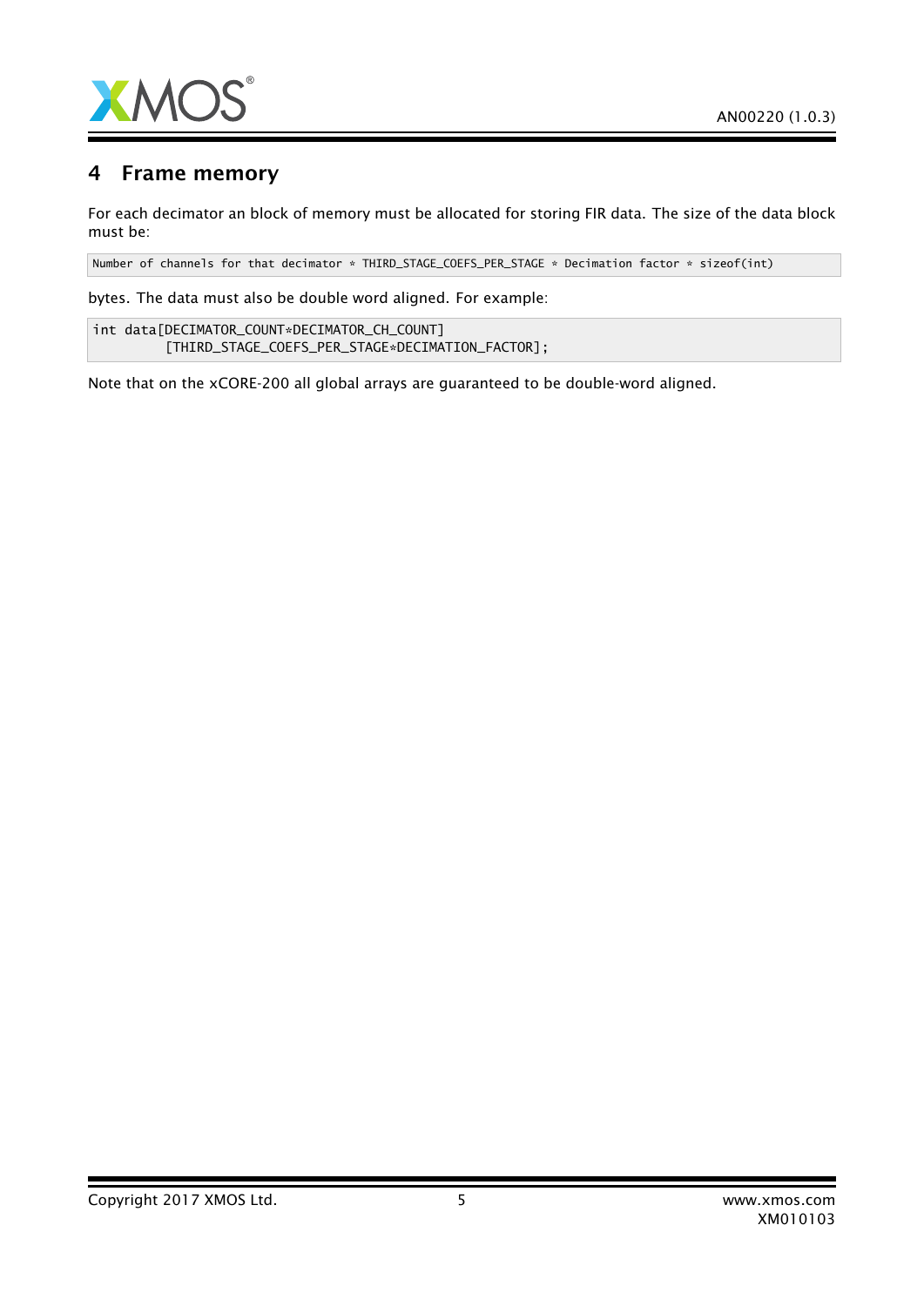## 4 Frame memory

For each decimator an block of memory must be allocated for storing FIR data. The size of the data block must be:

```
Number of channels for that decimator * THIRD_STAGE_COEFS_PER_STAGE * Decimation factor * sizeof(int)
```

bytes. The data must also be double word aligned. For example:

```
int data[DECIMATOR_COUNT*DECIMATOR_CH_COUNT]
         [THIRD_STAGE_COEFS_PER_STAGE*DECIMATION_FACTOR];
```

Note that on the xCORE-200 all global arrays are guaranteed to be double-word aligned.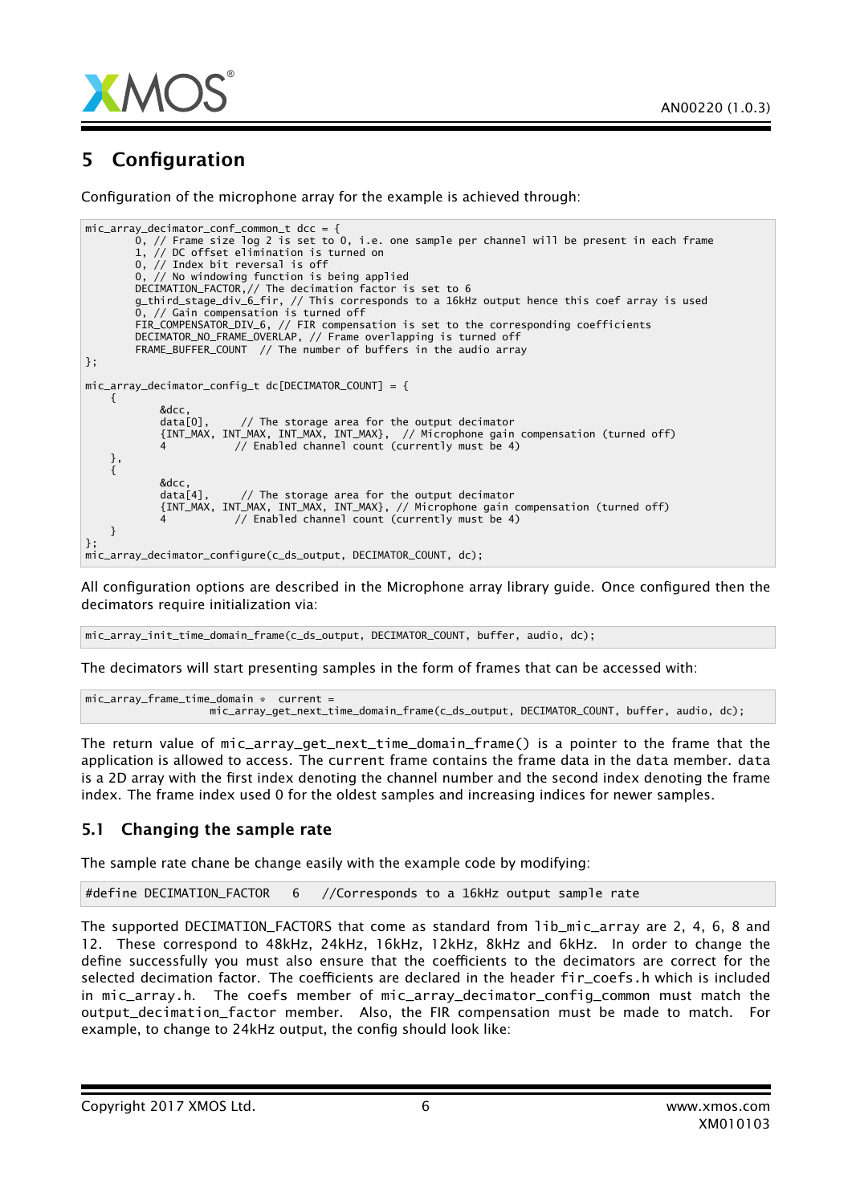## 5 Configuration

Configuration of the microphone array for the example is achieved through:

```
mic_array_decimator_conf_common_t dcc = {
        0, // Frame size log 2 is set to 0, i.e. one sample per channel will be present in each frame
        1, // DC offset elimination is turned on
        0, // Index bit reversal is off
        0, // No windowing function is being applied
        DECIMATION_FACTOR,// The decimation factor is set to 6
        g_third_stage_div_6_fir, // This corresponds to a 16kHz output hence this coef array is used
        0, // Gain compensation is turned off
        FIR_COMPENSATOR_DIV_6, // FIR compensation is set to the corresponding coefficients
        DECIMATOR_NO_FRAME_OVERLAP, // Frame overlapping is turned off
        FRAME_BUFFER_COUNT  // The number of buffers in the audio array
};

mic_array_decimator_config_t dc[DECIMATOR_COUNT] = {
    {
            &dcc,
            data[0],     // The storage area for the output decimator
            {INT_MAX, INT_MAX, INT_MAX, INT_MAX},  // Microphone gain compensation (turned off)
            4           // Enabled channel count (currently must be 4)
    },
    {
            &dcc,
            data[4],     // The storage area for the output decimator
            {INT_MAX, INT_MAX, INT_MAX, INT_MAX}, // Microphone gain compensation (turned off)
            4           // Enabled channel count (currently must be 4)
    }
};
mic_array_decimator_configure(c_ds_output, DECIMATOR_COUNT, dc);
```

All configuration options are described in the Microphone array library guide. Once configured then the decimators require initialization via:

```
mic_array_init_time_domain_frame(c_ds_output, DECIMATOR_COUNT, buffer, audio, dc);
```

The decimators will start presenting samples in the form of frames that can be accessed with:

```
mic_array_frame_time_domain * current =
                    mic_array_get_next_time_domain_frame(c_ds_output, DECIMATOR_COUNT, buffer, audio, dc);
```

The return value of `mic_array_get_next_time_domain_frame()` is a pointer to the frame that the application is allowed to access. The `current` frame contains the frame data in the `data` member. `data` is a 2D array with the first index denoting the channel number and the second index denoting the frame index. The frame index used 0 for the oldest samples and increasing indices for newer samples.

### 5.1 Changing the sample rate

The sample rate chane be change easily with the example code by modifying:

```
#define DECIMATION_FACTOR   6   //Corresponds to a 16kHz output sample rate
```

The supported DECIMATION_FACTORS that come as standard from `lib_mic_array` are 2, 4, 6, 8 and 12. These correspond to 48kHz, 24kHz, 16kHz, 12kHz, 8kHz and 6kHz. In order to change the define successfully you must also ensure that the coefficients to the decimators are correct for the selected decimation factor. The coefficients are declared in the header `fir_coefs.h` which is included in `mic_array.h`. The coefs member of `mic_array_decimator_config_common` must match the `output_decimation_factor` member. Also, the FIR compensation must be made to match. For example, to change to 24kHz output, the config should look like: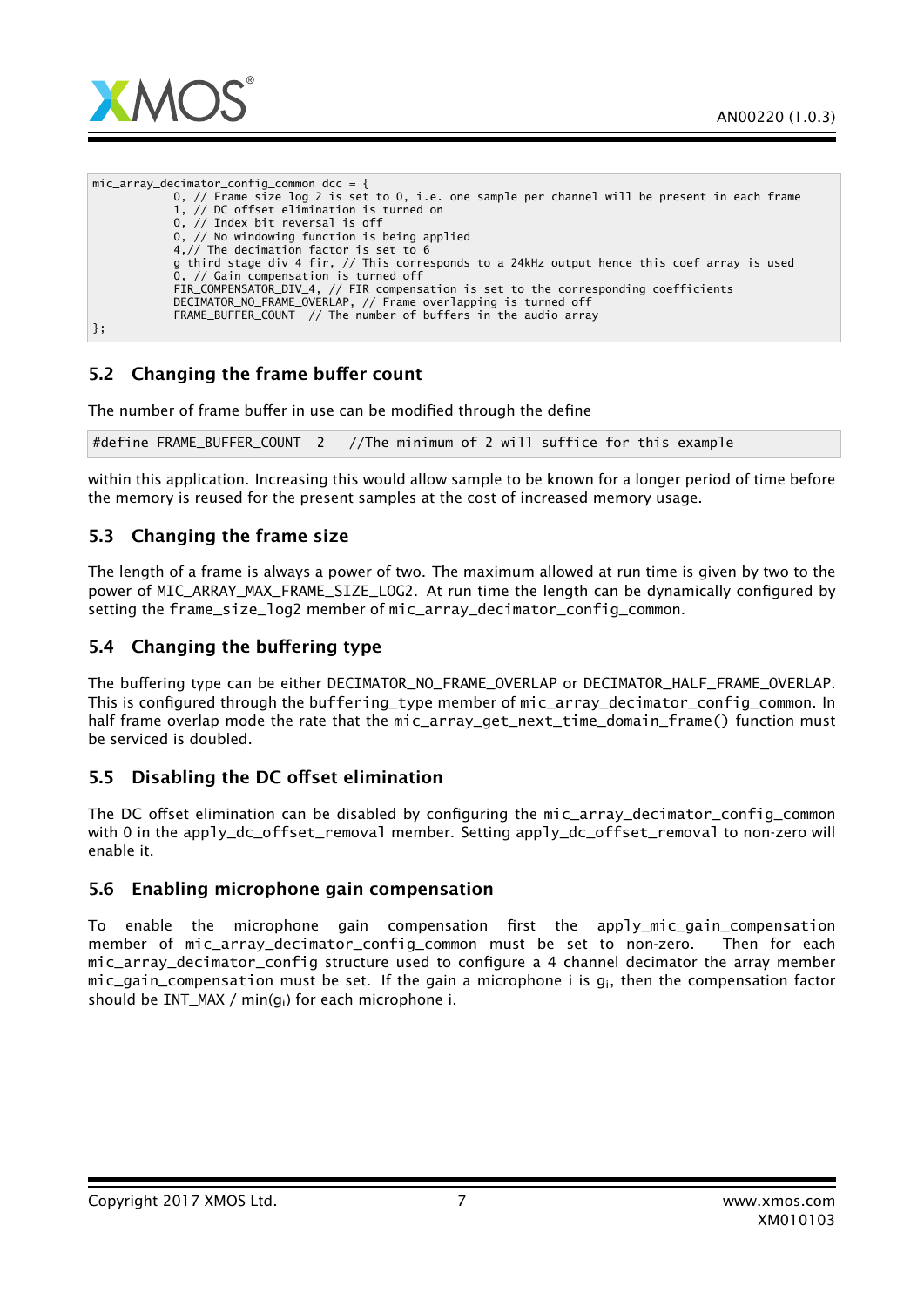```
mic_array_decimator_config_common dcc = {
            0, // Frame size log 2 is set to 0, i.e. one sample per channel will be present in each frame
            1, // DC offset elimination is turned on
            0, // Index bit reversal is off
            0, // No windowing function is being applied
            4,// The decimation factor is set to 6
            g_third_stage_div_4_fir, // This corresponds to a 24kHz output hence this coef array is used
            0, // Gain compensation is turned off
            FIR_COMPENSATOR_DIV_4, // FIR compensation is set to the corresponding coefficients
            DECIMATOR_NO_FRAME_OVERLAP, // Frame overlapping is turned off
            FRAME_BUFFER_COUNT  // The number of buffers in the audio array
};
```

## 5.2 Changing the frame buffer count

The number of frame buffer in use can be modified through the define

```
#define FRAME_BUFFER_COUNT  2   //The minimum of 2 will suffice for this example
```

within this application. Increasing this would allow sample to be known for a longer period of time before the memory is reused for the present samples at the cost of increased memory usage.

## 5.3 Changing the frame size

The length of a frame is always a power of two. The maximum allowed at run time is given by two to the power of MIC_ARRAY_MAX_FRAME_SIZE_LOG2. At run time the length can be dynamically configured by setting the frame_size_log2 member of mic_array_decimator_config_common.

## 5.4 Changing the buffering type

The buffering type can be either DECIMATOR_NO_FRAME_OVERLAP or DECIMATOR_HALF_FRAME_OVERLAP. This is configured through the buffering_type member of mic_array_decimator_config_common. In half frame overlap mode the rate that the mic_array_get_next_time_domain_frame() function must be serviced is doubled.

## 5.5 Disabling the DC offset elimination

The DC offset elimination can be disabled by configuring the mic_array_decimator_config_common with 0 in the apply_dc_offset_removal member. Setting apply_dc_offset_removal to non-zero will enable it.

## 5.6 Enabling microphone gain compensation

To enable the microphone gain compensation first the apply_mic_gain_compensation member of mic_array_decimator_config_common must be set to non-zero. Then for each mic_array_decimator_config structure used to configure a 4 channel decimator the array member mic_gain_compensation must be set. If the gain a microphone i is $g_i$, then the compensation factor should be INT_MAX / min($g_i$) for each microphone i.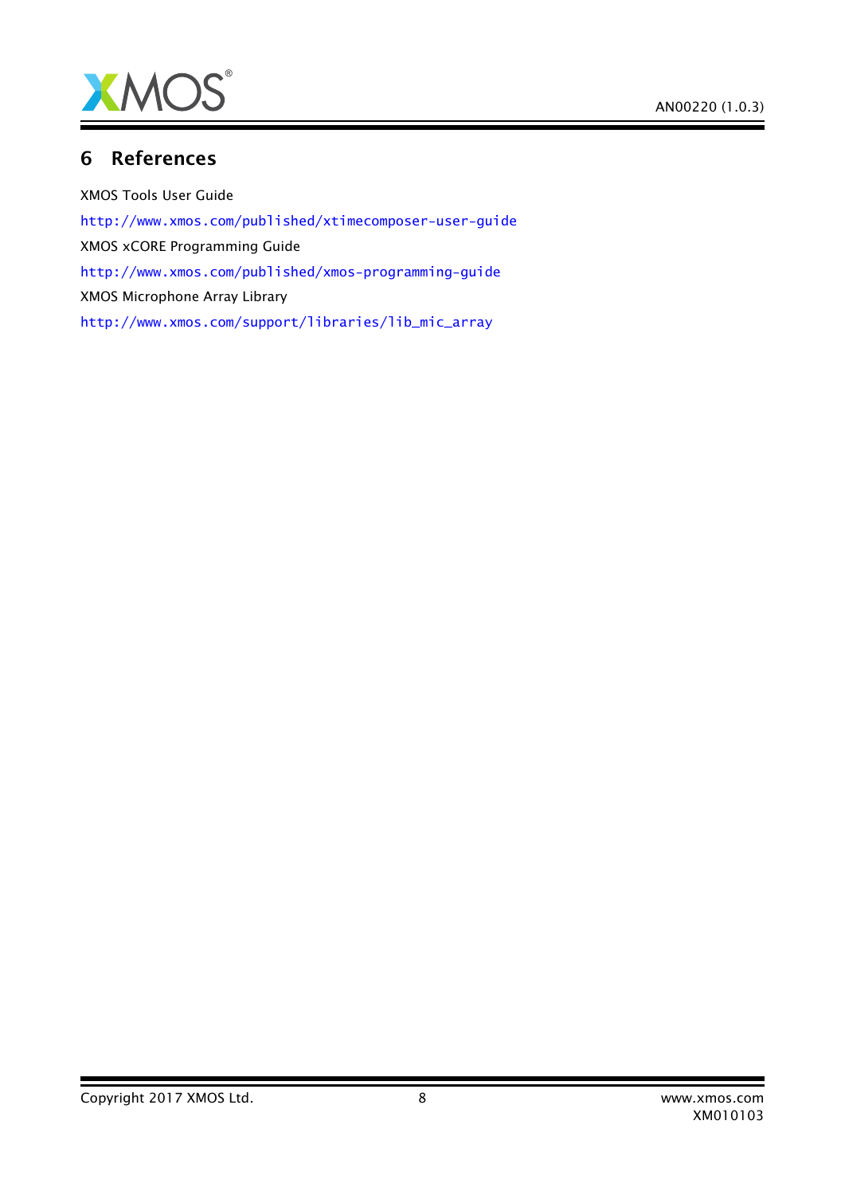# 6 References

XMOS Tools User Guide

http://www.xmos.com/published/xtimecomposer-user-guide

XMOS xCORE Programming Guide

http://www.xmos.com/published/xmos-programming-guide

XMOS Microphone Array Library

http://www.xmos.com/support/libraries/lib_mic_array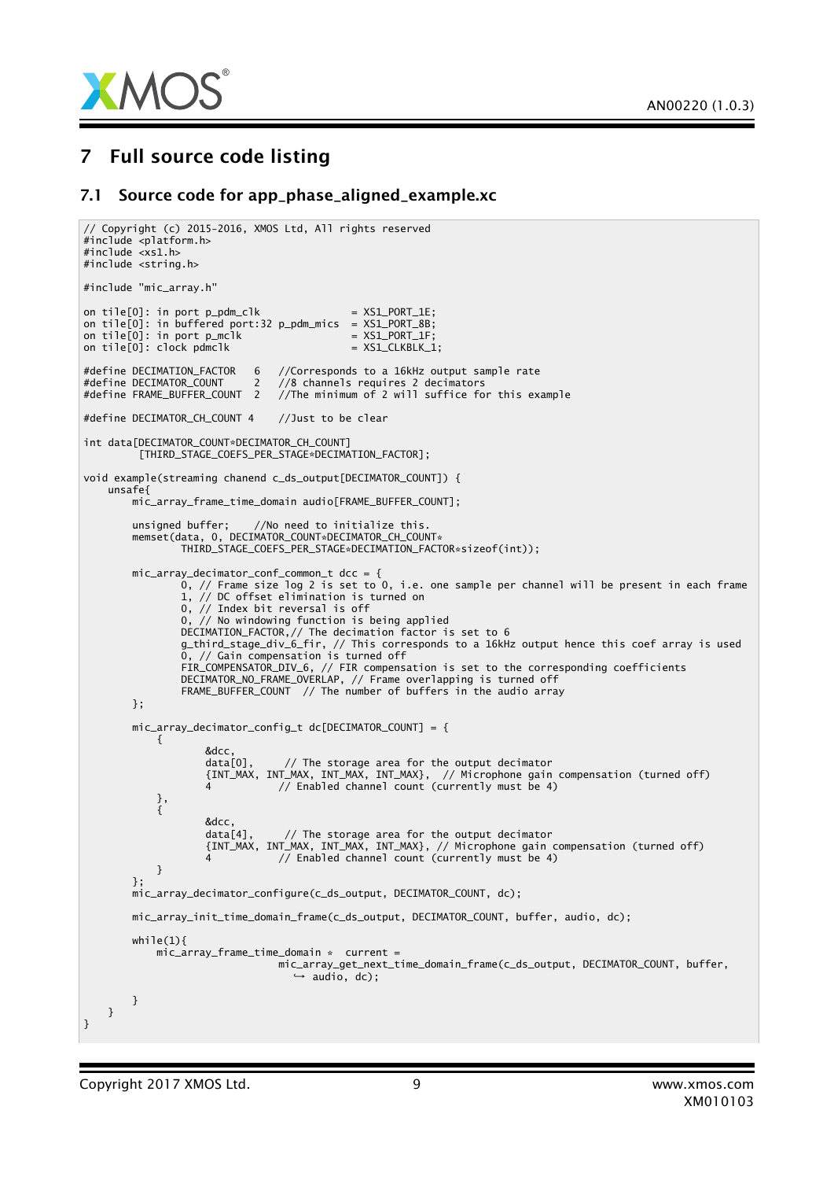## 7 Full source code listing

### 7.1 Source code for app_phase_aligned_example.xc

```
// Copyright (c) 2015-2016, XMOS Ltd, All rights reserved
#include <platform.h>
#include <xs1.h>
#include <string.h>

#include "mic_array.h"

on tile[0]: in port p_pdm_clk              = XS1_PORT_1E;
on tile[0]: in buffered port:32 p_pdm_mics = XS1_PORT_8B;
on tile[0]: in port p_mclk                 = XS1_PORT_1F;
on tile[0]: clock pdmclk                   = XS1_CLKBLK_1;

#define DECIMATION_FACTOR   6   //Corresponds to a 16kHz output sample rate
#define DECIMATOR_COUNT     2   //8 channels requires 2 decimators
#define FRAME_BUFFER_COUNT  2   //The minimum of 2 will suffice for this example

#define DECIMATOR_CH_COUNT 4    //Just to be clear

int data[DECIMATOR_COUNT*DECIMATOR_CH_COUNT]
         [THIRD_STAGE_COEFS_PER_STAGE*DECIMATION_FACTOR];

void example(streaming chanend c_ds_output[DECIMATOR_COUNT]) {
    unsafe{
        mic_array_frame_time_domain audio[FRAME_BUFFER_COUNT];

        unsigned buffer;    //No need to initialize this.
        memset(data, 0, DECIMATOR_COUNT*DECIMATOR_CH_COUNT*
                THIRD_STAGE_COEFS_PER_STAGE*DECIMATION_FACTOR*sizeof(int));

        mic_array_decimator_conf_common_t dcc = {
                0, // Frame size log 2 is set to 0, i.e. one sample per channel will be present in each frame
                1, // DC offset elimination is turned on
                0, // Index bit reversal is off
                0, // No windowing function is being applied
                DECIMATION_FACTOR,// The decimation factor is set to 6
                g_third_stage_div_6_fir, // This corresponds to a 16kHz output hence this coef array is used
                0, // Gain compensation is turned off
                FIR_COMPENSATOR_DIV_6, // FIR compensation is set to the corresponding coefficients
                DECIMATOR_NO_FRAME_OVERLAP, // Frame overlapping is turned off
                FRAME_BUFFER_COUNT  // The number of buffers in the audio array
        };

        mic_array_decimator_config_t dc[DECIMATOR_COUNT] = {
            {
                    &dcc,
                    data[0],     // The storage area for the output decimator
                    {INT_MAX, INT_MAX, INT_MAX, INT_MAX},  // Microphone gain compensation (turned off)
                    4           // Enabled channel count (currently must be 4)
            },
            {
                    &dcc,
                    data[4],     // The storage area for the output decimator
                    {INT_MAX, INT_MAX, INT_MAX, INT_MAX}, // Microphone gain compensation (turned off)
                    4           // Enabled channel count (currently must be 4)
            }
        };
        mic_array_decimator_configure(c_ds_output, DECIMATOR_COUNT, dc);

        mic_array_init_time_domain_frame(c_ds_output, DECIMATOR_COUNT, buffer, audio, dc);

        while(1){
            mic_array_frame_time_domain * current =
                                mic_array_get_next_time_domain_frame(c_ds_output, DECIMATOR_COUNT, buffer,
                                  ↪ audio, dc);

        }
    }
}
```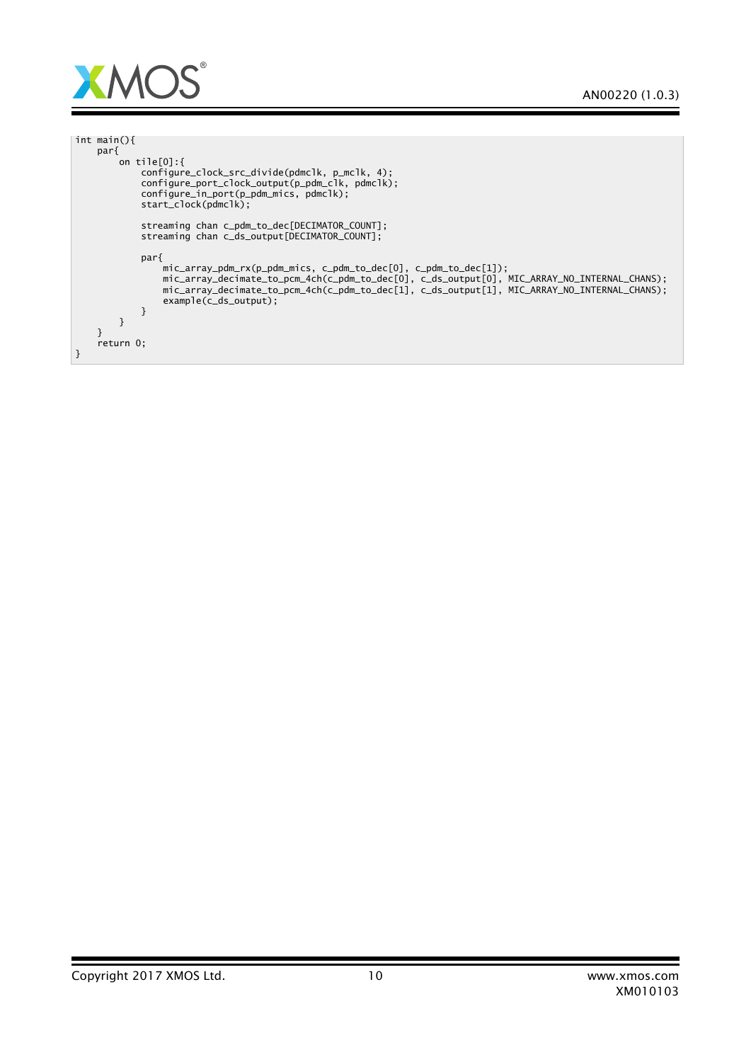```
int main(){
    par{
        on tile[0]:{
            configure_clock_src_divide(pdmclk, p_mclk, 4);
            configure_port_clock_output(p_pdm_clk, pdmclk);
            configure_in_port(p_pdm_mics, pdmclk);
            start_clock(pdmclk);

            streaming chan c_pdm_to_dec[DECIMATOR_COUNT];
            streaming chan c_ds_output[DECIMATOR_COUNT];

            par{
                mic_array_pdm_rx(p_pdm_mics, c_pdm_to_dec[0], c_pdm_to_dec[1]);
                mic_array_decimate_to_pcm_4ch(c_pdm_to_dec[0], c_ds_output[0], MIC_ARRAY_NO_INTERNAL_CHANS);
                mic_array_decimate_to_pcm_4ch(c_pdm_to_dec[1], c_ds_output[1], MIC_ARRAY_NO_INTERNAL_CHANS);
                example(c_ds_output);
            }
        }
    }
    return 0;
}
```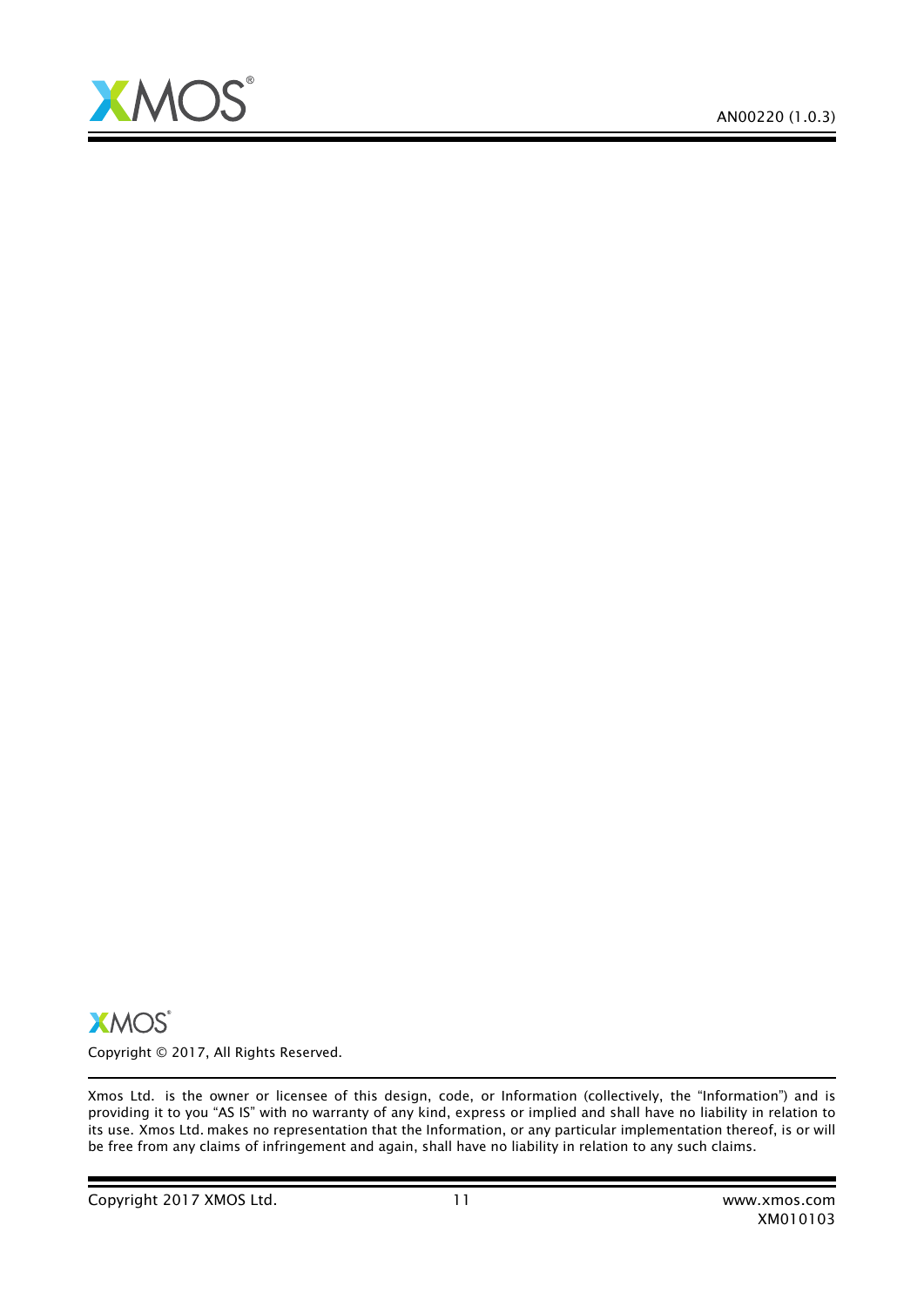Copyright © 2017, All Rights Reserved.

Xmos Ltd. is the owner or licensee of this design, code, or Information (collectively, the "Information") and is providing it to you "AS IS" with no warranty of any kind, express or implied and shall have no liability in relation to its use. Xmos Ltd. makes no representation that the Information, or any particular implementation thereof, is or will be free from any claims of infringement and again, shall have no liability in relation to any such claims.